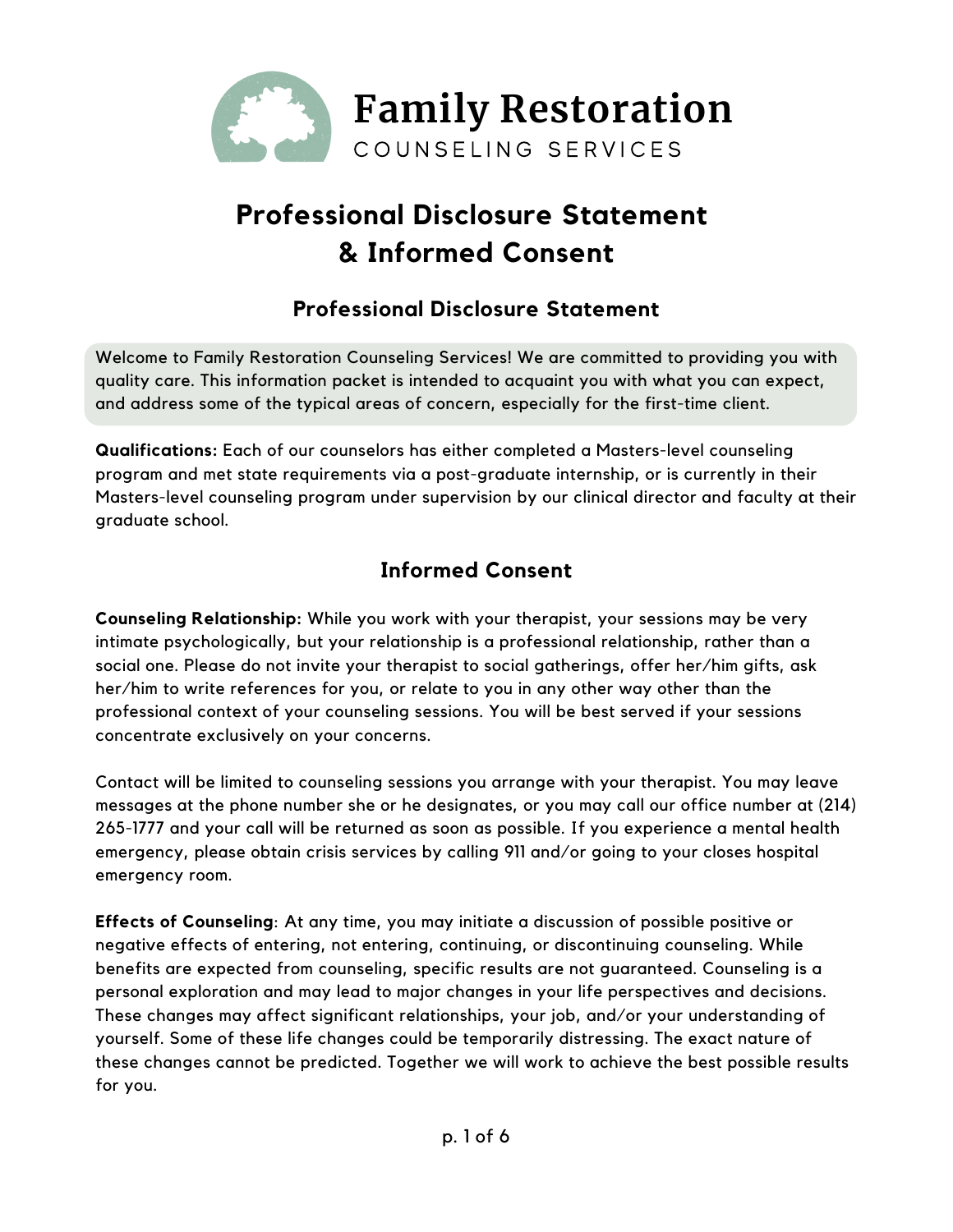# Family Restoration

COUNSELING SERVICES

# Professional Disclosure Statement & Informed Consent

## Professional Disclosure Statement

Welcome to Family Restoration Counseling Services! We are committed to providing you with quality care. This information packet is intended to acquaint you with what you can expect, and address some of the typical areas of concern, especially for the first-time client.

**Qualifications:** Each of our counselors has either completed a Masters-level counseling program and met state requirements via a post-graduate internship, or is currently in their Masters-level counseling program under supervision by our clinical director and faculty at their graduate school.

## Informed Consent

**Counseling Relationship:** While you work with your therapist, your sessions may be very intimate psychologically, but your relationship is a professional relationship, rather than a social one. Please do not invite your therapist to social gatherings, offer her/him gifts, ask her/him to write references for you, or relate to you in any other way other than the professional context of your counseling sessions. You will be best served if your sessions concentrate exclusively on your concerns.

Contact will be limited to counseling sessions you arrange with your therapist. You may leave messages at the phone number she or he designates, or you may call our office number at (214) 265-1777 and your call will be returned as soon as possible. If you experience a mental health emergency, please obtain crisis services by calling 911 and/or going to your closes hospital emergency room.

**Effects of Counseling**: At any time, you may initiate a discussion of possible positive or negative effects of entering, not entering, continuing, or discontinuing counseling. While benefits are expected from counseling, specific results are not guaranteed. Counseling is a personal exploration and may lead to major changes in your life perspectives and decisions. These changes may affect significant relationships, your job, and/or your understanding of yourself. Some of these life changes could be temporarily distressing. The exact nature of these changes cannot be predicted. Together we will work to achieve the best possible results for you.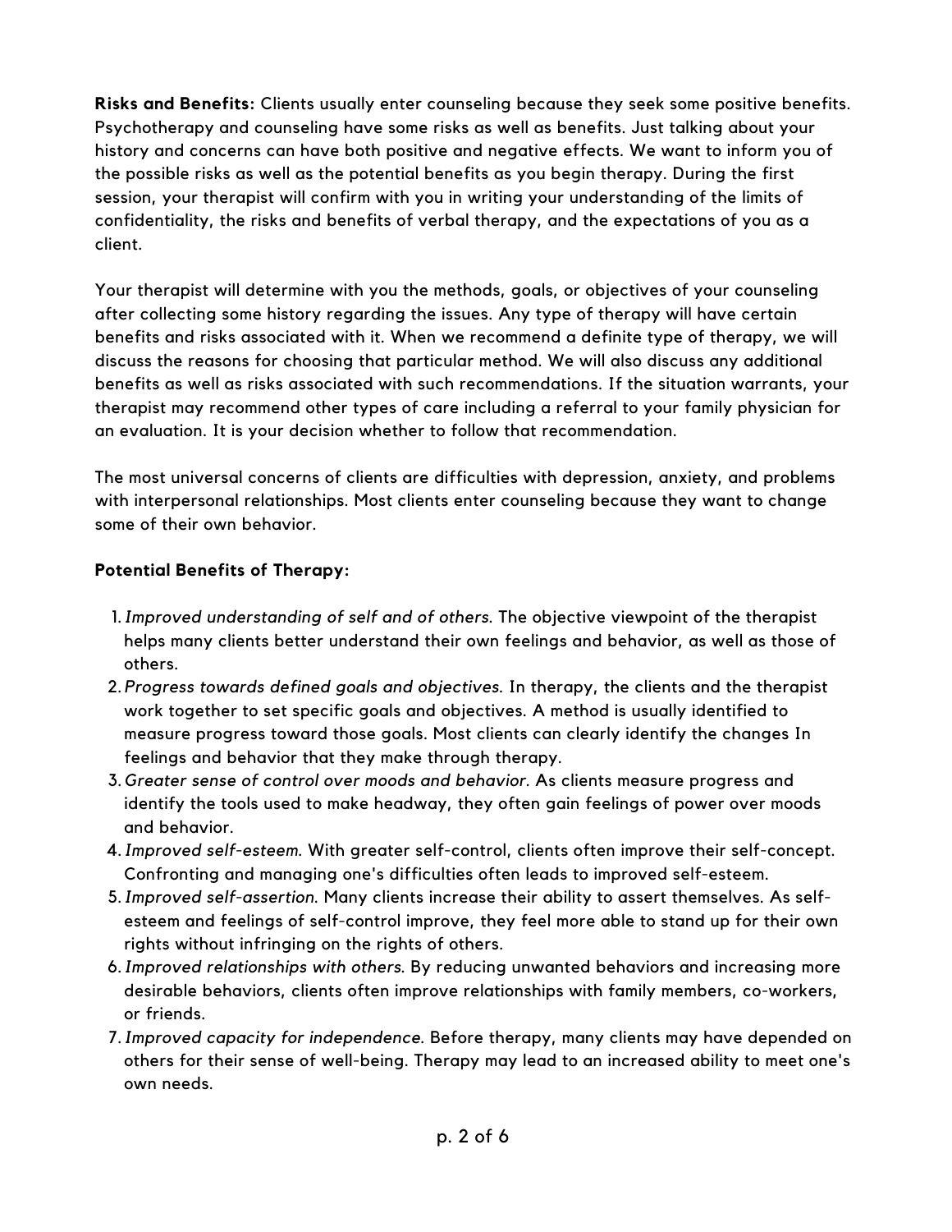**Risks and Benefits:** Clients usually enter counseling because they seek some positive benefits. Psychotherapy and counseling have some risks as well as benefits. Just talking about your history and concerns can have both positive and negative effects. We want to inform you of the possible risks as well as the potential benefits as you begin therapy. During the first session, your therapist will confirm with you in writing your understanding of the limits of confidentiality, the risks and benefits of verbal therapy, and the expectations of you as a client.

Your therapist will determine with you the methods, goals, or objectives of your counseling after collecting some history regarding the issues. Any type of therapy will have certain benefits and risks associated with it. When we recommend a definite type of therapy, we will discuss the reasons for choosing that particular method. We will also discuss any additional benefits as well as risks associated with such recommendations. If the situation warrants, your therapist may recommend other types of care including a referral to your family physician for an evaluation. It is your decision whether to follow that recommendation.

The most universal concerns of clients are difficulties with depression, anxiety, and problems with interpersonal relationships. Most clients enter counseling because they want to change some of their own behavior.

**Potential Benefits of Therapy:**

1. *Improved understanding of self and of others.* The objective viewpoint of the therapist helps many clients better understand their own feelings and behavior, as well as those of others.
2. *Progress towards defined goals and objectives.* In therapy, the clients and the therapist work together to set specific goals and objectives. A method is usually identified to measure progress toward those goals. Most clients can clearly identify the changes In feelings and behavior that they make through therapy.
3. *Greater sense of control over moods and behavior.* As clients measure progress and identify the tools used to make headway, they often gain feelings of power over moods and behavior.
4. *Improved self-esteem.* With greater self-control, clients often improve their self-concept. Confronting and managing one's difficulties often leads to improved self-esteem.
5. *Improved self-assertion.* Many clients increase their ability to assert themselves. As self-esteem and feelings of self-control improve, they feel more able to stand up for their own rights without infringing on the rights of others.
6. *Improved relationships with others.* By reducing unwanted behaviors and increasing more desirable behaviors, clients often improve relationships with family members, co-workers, or friends.
7. *Improved capacity for independence.* Before therapy, many clients may have depended on others for their sense of well-being. Therapy may lead to an increased ability to meet one's own needs.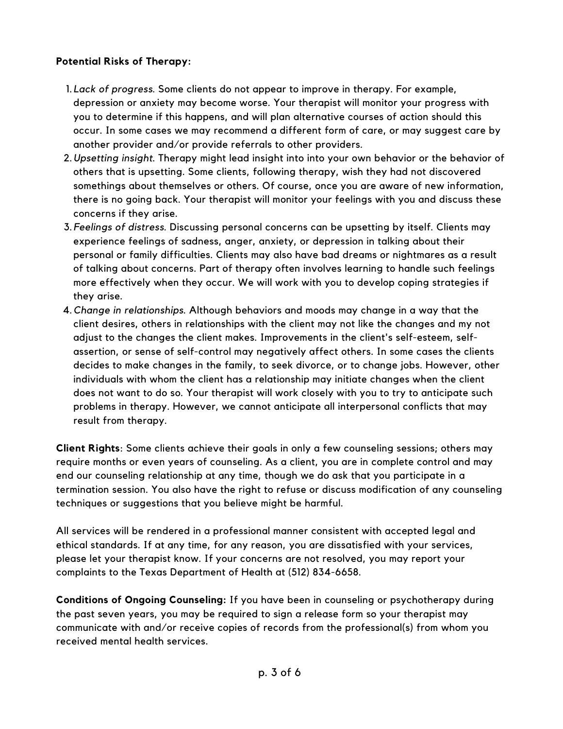**Potential Risks of Therapy:**

1. *Lack of progress.* Some clients do not appear to improve in therapy. For example, depression or anxiety may become worse. Your therapist will monitor your progress with you to determine if this happens, and will plan alternative courses of action should this occur. In some cases we may recommend a different form of care, or may suggest care by another provider and/or provide referrals to other providers.
2. *Upsetting insight.* Therapy might lead insight into into your own behavior or the behavior of others that is upsetting. Some clients, following therapy, wish they had not discovered somethings about themselves or others. Of course, once you are aware of new information, there is no going back. Your therapist will monitor your feelings with you and discuss these concerns if they arise.
3. *Feelings of distress.* Discussing personal concerns can be upsetting by itself. Clients may experience feelings of sadness, anger, anxiety, or depression in talking about their personal or family difficulties. Clients may also have bad dreams or nightmares as a result of talking about concerns. Part of therapy often involves learning to handle such feelings more effectively when they occur. We will work with you to develop coping strategies if they arise.
4. *Change in relationships.* Although behaviors and moods may change in a way that the client desires, others in relationships with the client may not like the changes and my not adjust to the changes the client makes. Improvements in the client's self-esteem, self-assertion, or sense of self-control may negatively affect others. In some cases the clients decides to make changes in the family, to seek divorce, or to change jobs. However, other individuals with whom the client has a relationship may initiate changes when the client does not want to do so. Your therapist will work closely with you to try to anticipate such problems in therapy. However, we cannot anticipate all interpersonal conflicts that may result from therapy.

**Client Rights**: Some clients achieve their goals in only a few counseling sessions; others may require months or even years of counseling. As a client, you are in complete control and may end our counseling relationship at any time, though we do ask that you participate in a termination session. You also have the right to refuse or discuss modification of any counseling techniques or suggestions that you believe might be harmful.

All services will be rendered in a professional manner consistent with accepted legal and ethical standards. If at any time, for any reason, you are dissatisfied with your services, please let your therapist know. If your concerns are not resolved, you may report your complaints to the Texas Department of Health at (512) 834-6658.

**Conditions of Ongoing Counseling:** If you have been in counseling or psychotherapy during the past seven years, you may be required to sign a release form so your therapist may communicate with and/or receive copies of records from the professional(s) from whom you received mental health services.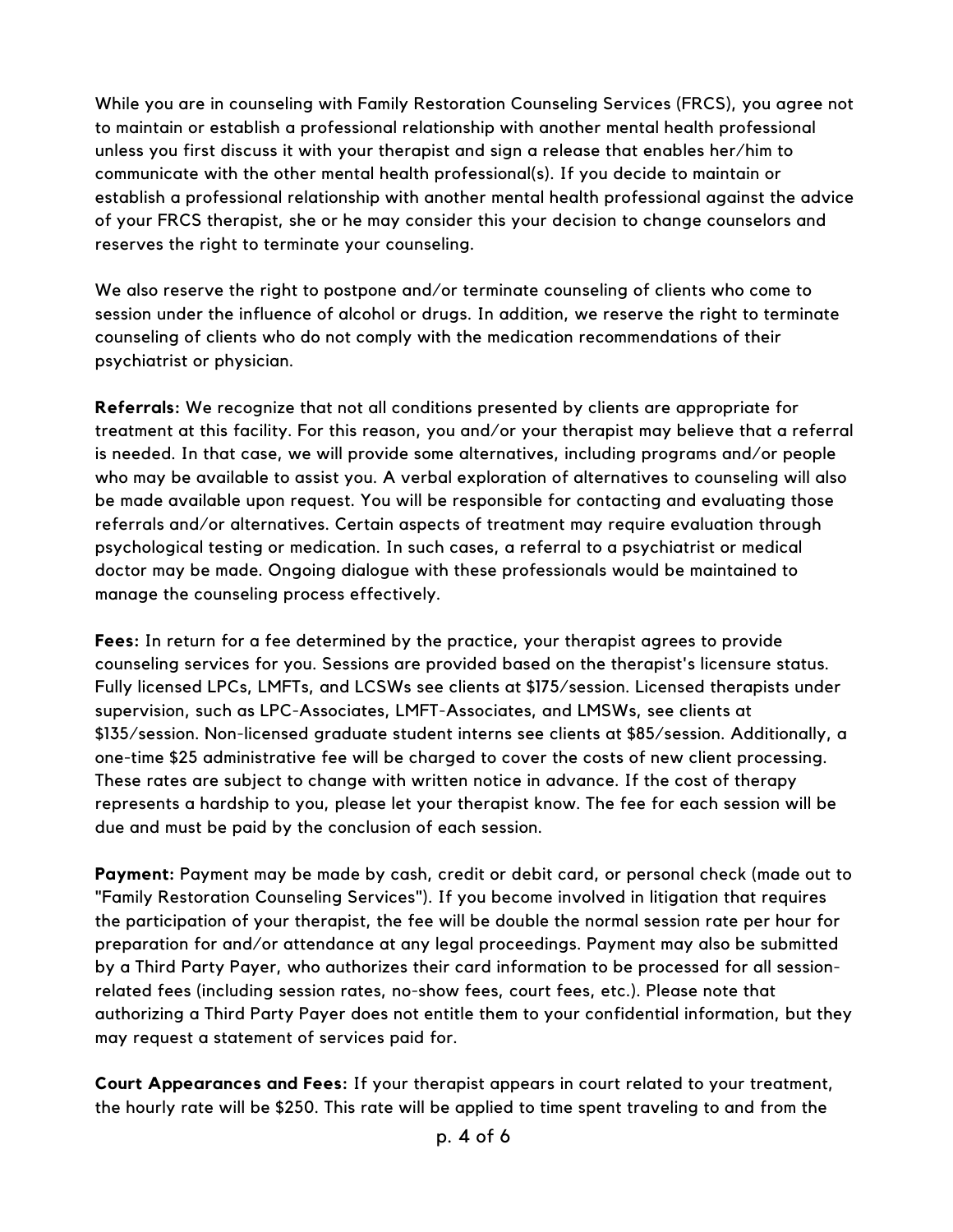While you are in counseling with Family Restoration Counseling Services (FRCS), you agree not to maintain or establish a professional relationship with another mental health professional unless you first discuss it with your therapist and sign a release that enables her/him to communicate with the other mental health professional(s). If you decide to maintain or establish a professional relationship with another mental health professional against the advice of your FRCS therapist, she or he may consider this your decision to change counselors and reserves the right to terminate your counseling.

We also reserve the right to postpone and/or terminate counseling of clients who come to session under the influence of alcohol or drugs. In addition, we reserve the right to terminate counseling of clients who do not comply with the medication recommendations of their psychiatrist or physician.

**Referrals:** We recognize that not all conditions presented by clients are appropriate for treatment at this facility. For this reason, you and/or your therapist may believe that a referral is needed. In that case, we will provide some alternatives, including programs and/or people who may be available to assist you. A verbal exploration of alternatives to counseling will also be made available upon request. You will be responsible for contacting and evaluating those referrals and/or alternatives. Certain aspects of treatment may require evaluation through psychological testing or medication. In such cases, a referral to a psychiatrist or medical doctor may be made. Ongoing dialogue with these professionals would be maintained to manage the counseling process effectively.

**Fees:** In return for a fee determined by the practice, your therapist agrees to provide counseling services for you. Sessions are provided based on the therapist's licensure status. Fully licensed LPCs, LMFTs, and LCSWs see clients at $175/session. Licensed therapists under supervision, such as LPC-Associates, LMFT-Associates, and LMSWs, see clients at $135/session. Non-licensed graduate student interns see clients at $85/session. Additionally, a one-time $25 administrative fee will be charged to cover the costs of new client processing. These rates are subject to change with written notice in advance. If the cost of therapy represents a hardship to you, please let your therapist know. The fee for each session will be due and must be paid by the conclusion of each session.

**Payment:** Payment may be made by cash, credit or debit card, or personal check (made out to "Family Restoration Counseling Services"). If you become involved in litigation that requires the participation of your therapist, the fee will be double the normal session rate per hour for preparation for and/or attendance at any legal proceedings. Payment may also be submitted by a Third Party Payer, who authorizes their card information to be processed for all session-related fees (including session rates, no-show fees, court fees, etc.). Please note that authorizing a Third Party Payer does not entitle them to your confidential information, but they may request a statement of services paid for.

**Court Appearances and Fees:** If your therapist appears in court related to your treatment, the hourly rate will be $250. This rate will be applied to time spent traveling to and from the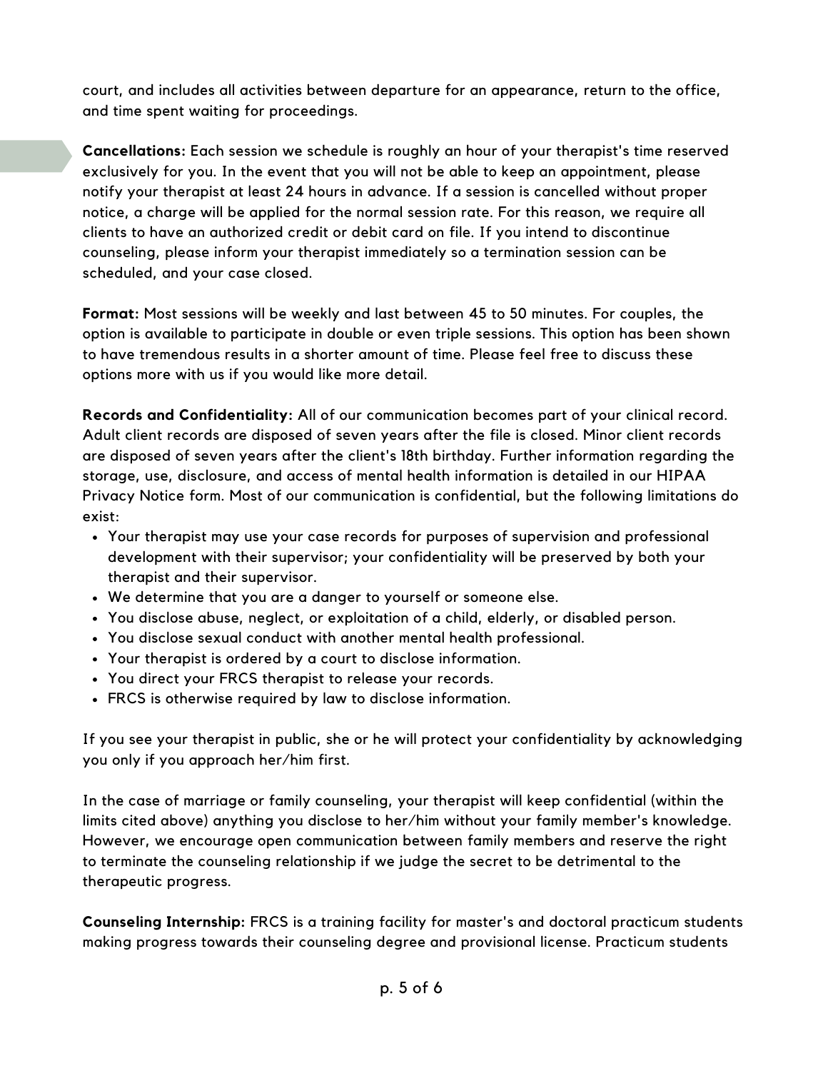court, and includes all activities between departure for an appearance, return to the office, and time spent waiting for proceedings.

**Cancellations:** Each session we schedule is roughly an hour of your therapist's time reserved exclusively for you. In the event that you will not be able to keep an appointment, please notify your therapist at least 24 hours in advance. If a session is cancelled without proper notice, a charge will be applied for the normal session rate. For this reason, we require all clients to have an authorized credit or debit card on file. If you intend to discontinue counseling, please inform your therapist immediately so a termination session can be scheduled, and your case closed.

**Format:** Most sessions will be weekly and last between 45 to 50 minutes. For couples, the option is available to participate in double or even triple sessions. This option has been shown to have tremendous results in a shorter amount of time. Please feel free to discuss these options more with us if you would like more detail.

**Records and Confidentiality:** All of our communication becomes part of your clinical record. Adult client records are disposed of seven years after the file is closed. Minor client records are disposed of seven years after the client's 18th birthday. Further information regarding the storage, use, disclosure, and access of mental health information is detailed in our HIPAA Privacy Notice form. Most of our communication is confidential, but the following limitations do exist:

- Your therapist may use your case records for purposes of supervision and professional development with their supervisor; your confidentiality will be preserved by both your therapist and their supervisor.
- We determine that you are a danger to yourself or someone else.
- You disclose abuse, neglect, or exploitation of a child, elderly, or disabled person.
- You disclose sexual conduct with another mental health professional.
- Your therapist is ordered by a court to disclose information.
- You direct your FRCS therapist to release your records.
- FRCS is otherwise required by law to disclose information.

If you see your therapist in public, she or he will protect your confidentiality by acknowledging you only if you approach her/him first.

In the case of marriage or family counseling, your therapist will keep confidential (within the limits cited above) anything you disclose to her/him without your family member's knowledge. However, we encourage open communication between family members and reserve the right to terminate the counseling relationship if we judge the secret to be detrimental to the therapeutic progress.

**Counseling Internship:** FRCS is a training facility for master's and doctoral practicum students making progress towards their counseling degree and provisional license. Practicum students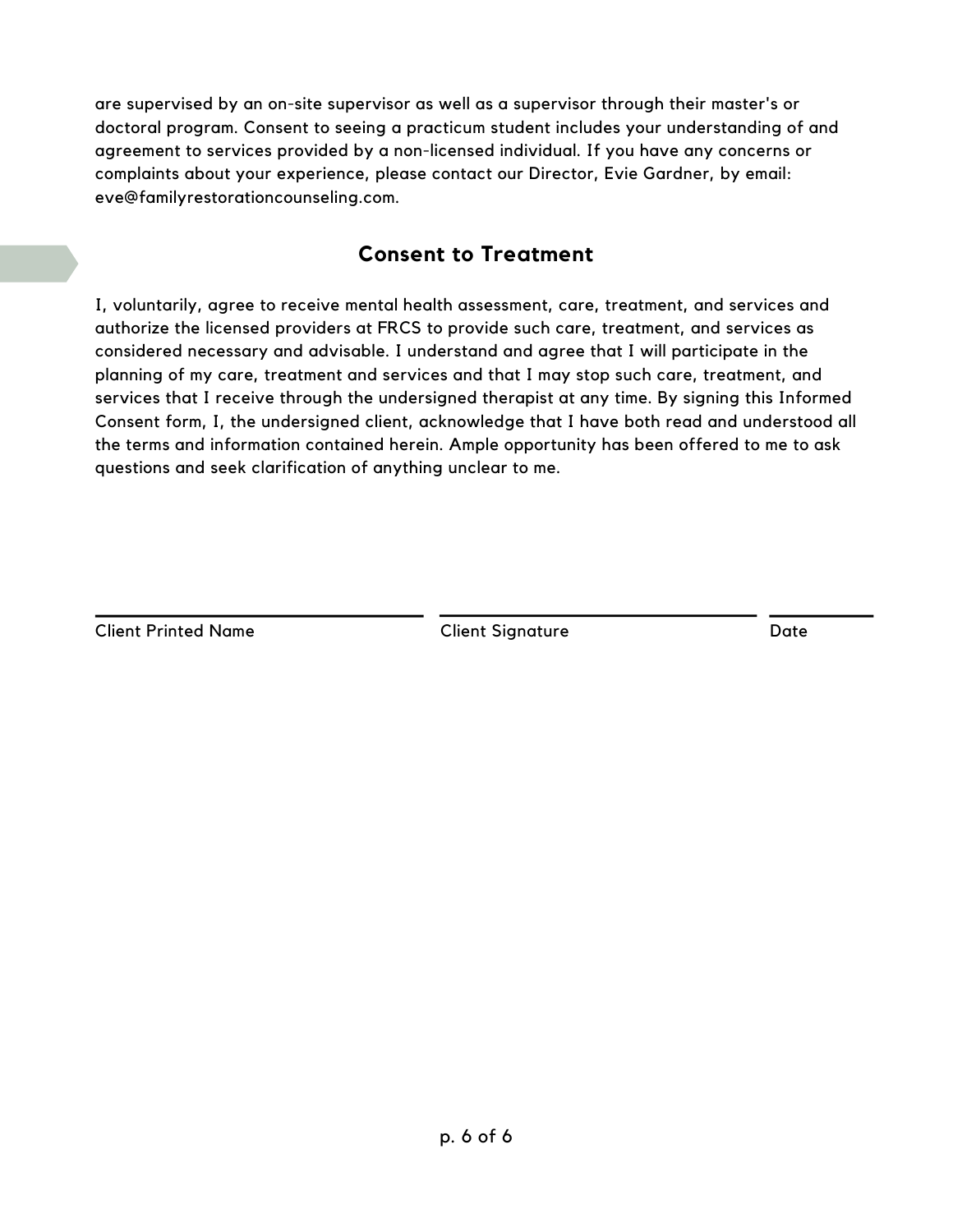are supervised by an on-site supervisor as well as a supervisor through their master's or doctoral program. Consent to seeing a practicum student includes your understanding of and agreement to services provided by a non-licensed individual. If you have any concerns or complaints about your experience, please contact our Director, Evie Gardner, by email: eve@familyrestorationcounseling.com.

## Consent to Treatment

I, voluntarily, agree to receive mental health assessment, care, treatment, and services and authorize the licensed providers at FRCS to provide such care, treatment, and services as considered necessary and advisable. I understand and agree that I will participate in the planning of my care, treatment and services and that I may stop such care, treatment, and services that I receive through the undersigned therapist at any time. By signing this Informed Consent form, I, the undersigned client, acknowledge that I have both read and understood all the terms and information contained herein. Ample opportunity has been offered to me to ask questions and seek clarification of anything unclear to me.

| | | |
|---|---|---|
| ______________________ | ______________________ | __________ |
| Client Printed Name | Client Signature | Date |